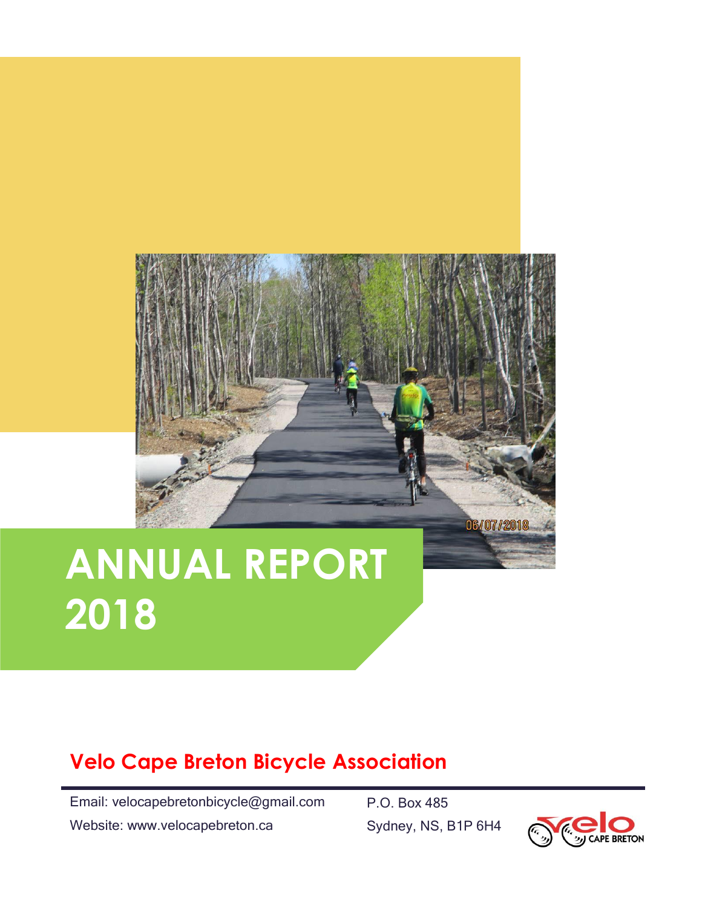# ANNUAL REPORT 2018

## Velo Cape Breton Bicycle Association

Email: velocapebretonbicycle@gmail.com

Website: www.velocapebreton.ca

P.O. Box 485

Sydney, NS, B1P 6H4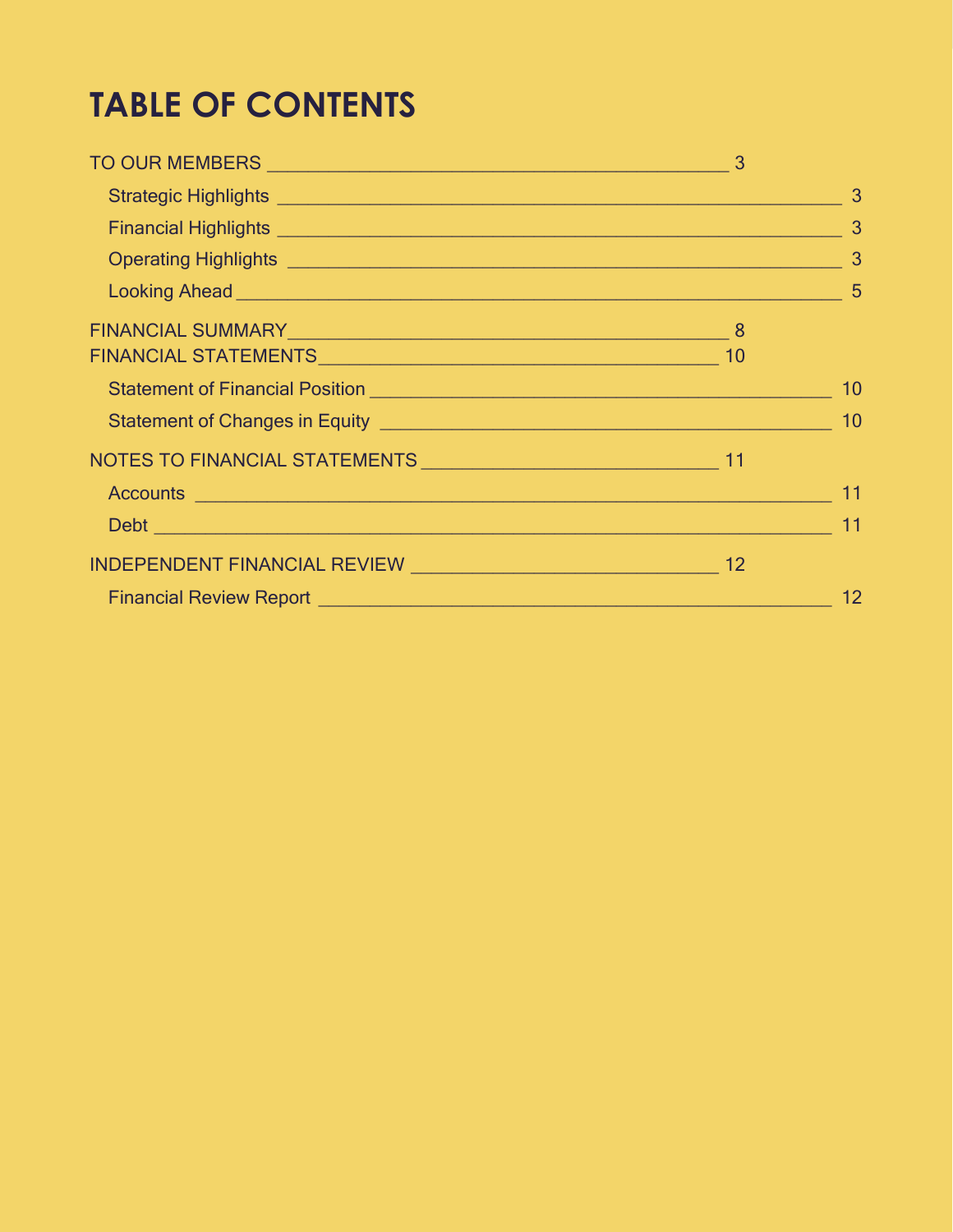# TABLE OF CONTENTS

TO OUR MEMBERS ____________________________________________ 3

- Strategic Highlights ____________________________________________ 3
- Financial Highlights ____________________________________________ 3
- Operating Highlights ____________________________________________ 3
- Looking Ahead ____________________________________________ 5

FINANCIAL SUMMARY____________________________________________ 8

FINANCIAL STATEMENTS____________________________________________ 10

- Statement of Financial Position ____________________________________________ 10
- Statement of Changes in Equity ____________________________________________ 10

NOTES TO FINANCIAL STATEMENTS ______________________________ 11

- Accounts ____________________________________________ 11
- Debt ____________________________________________ 11

INDEPENDENT FINANCIAL REVIEW ______________________________ 12

- Financial Review Report ____________________________________________ 12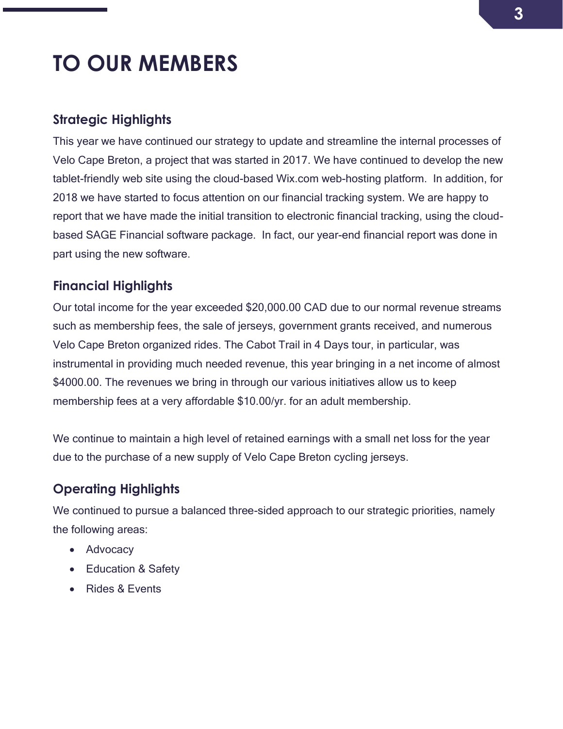# TO OUR MEMBERS

## Strategic Highlights

This year we have continued our strategy to update and streamline the internal processes of Velo Cape Breton, a project that was started in 2017. We have continued to develop the new tablet-friendly web site using the cloud-based Wix.com web-hosting platform. In addition, for 2018 we have started to focus attention on our financial tracking system. We are happy to report that we have made the initial transition to electronic financial tracking, using the cloud-based SAGE Financial software package. In fact, our year-end financial report was done in part using the new software.

## Financial Highlights

Our total income for the year exceeded $20,000.00 CAD due to our normal revenue streams such as membership fees, the sale of jerseys, government grants received, and numerous Velo Cape Breton organized rides. The Cabot Trail in 4 Days tour, in particular, was instrumental in providing much needed revenue, this year bringing in a net income of almost $4000.00. The revenues we bring in through our various initiatives allow us to keep membership fees at a very affordable $10.00/yr. for an adult membership.

We continue to maintain a high level of retained earnings with a small net loss for the year due to the purchase of a new supply of Velo Cape Breton cycling jerseys.

## Operating Highlights

We continued to pursue a balanced three-sided approach to our strategic priorities, namely the following areas:

- Advocacy
- Education & Safety
- Rides & Events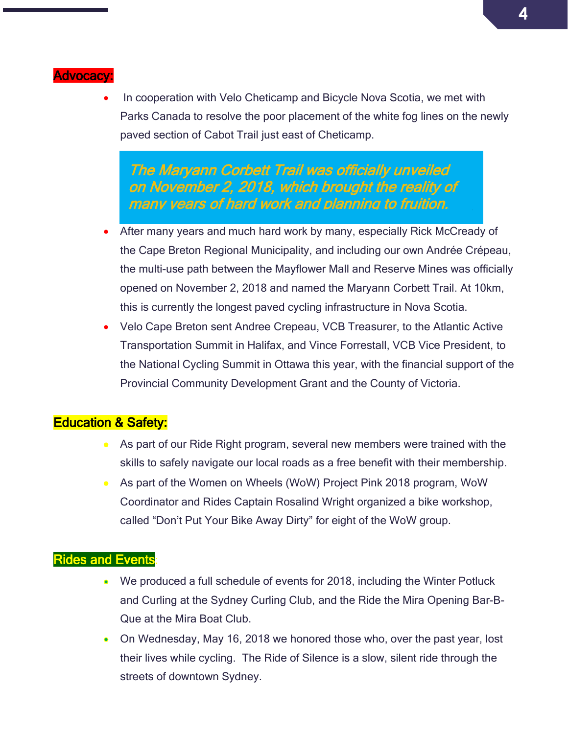## Advocacy:

- In cooperation with Velo Cheticamp and Bicycle Nova Scotia, we met with Parks Canada to resolve the poor placement of the white fog lines on the newly paved section of Cabot Trail just east of Cheticamp.

> *The Maryann Corbett Trail was officially unveiled on November 2, 2018, which brought the reality of many years of hard work and planning to fruition.*

- After many years and much hard work by many, especially Rick McCready of the Cape Breton Regional Municipality, and including our own Andrée Crépeau, the multi-use path between the Mayflower Mall and Reserve Mines was officially opened on November 2, 2018 and named the Maryann Corbett Trail. At 10km, this is currently the longest paved cycling infrastructure in Nova Scotia.
- Velo Cape Breton sent Andree Crepeau, VCB Treasurer, to the Atlantic Active Transportation Summit in Halifax, and Vince Forrestall, VCB Vice President, to the National Cycling Summit in Ottawa this year, with the financial support of the Provincial Community Development Grant and the County of Victoria.

## Education & Safety:

- As part of our Ride Right program, several new members were trained with the skills to safely navigate our local roads as a free benefit with their membership.
- As part of the Women on Wheels (WoW) Project Pink 2018 program, WoW Coordinator and Rides Captain Rosalind Wright organized a bike workshop, called "Don't Put Your Bike Away Dirty" for eight of the WoW group.

## Rides and Events

- We produced a full schedule of events for 2018, including the Winter Potluck and Curling at the Sydney Curling Club, and the Ride the Mira Opening Bar-B-Que at the Mira Boat Club.
- On Wednesday, May 16, 2018 we honored those who, over the past year, lost their lives while cycling. The Ride of Silence is a slow, silent ride through the streets of downtown Sydney.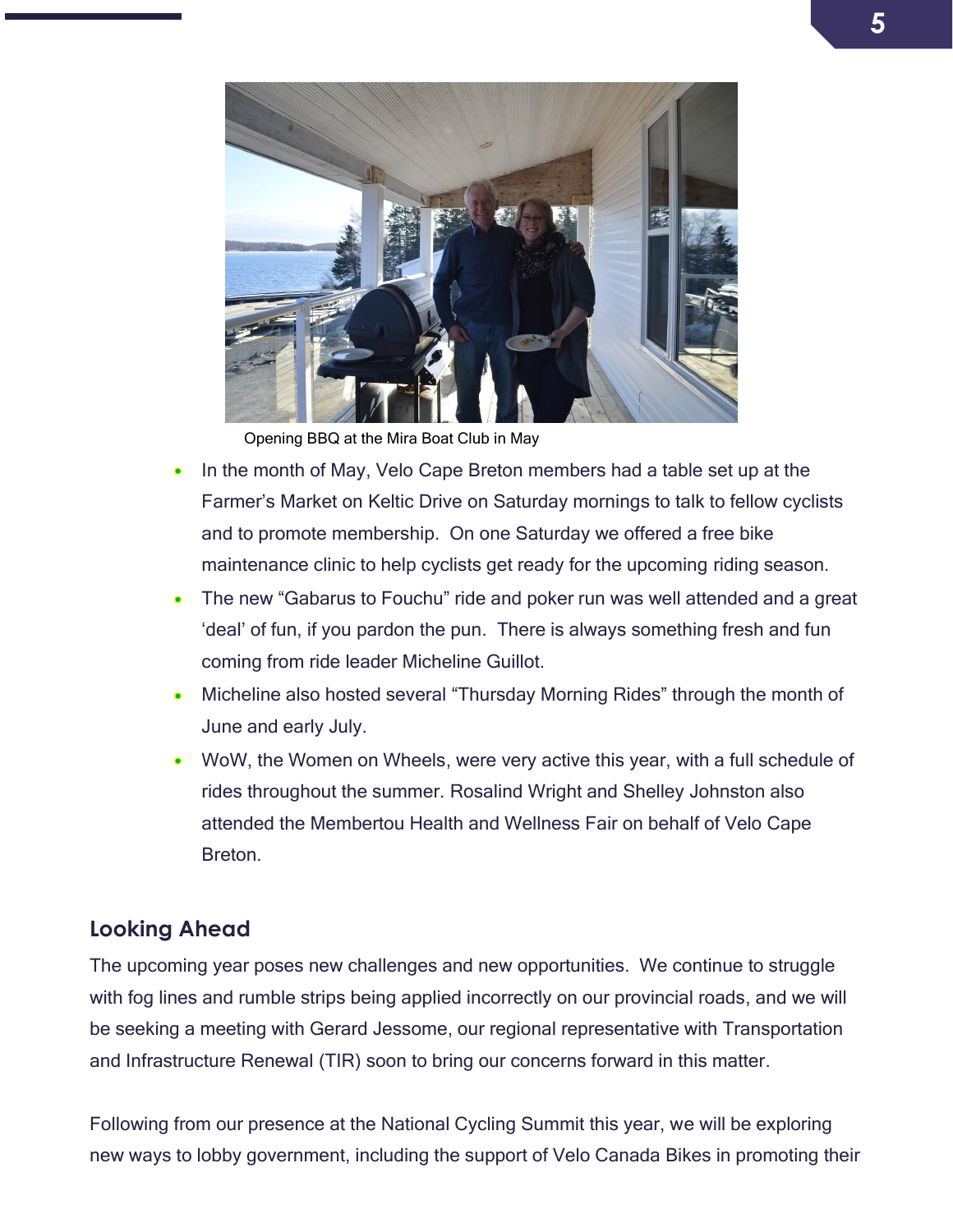Opening BBQ at the Mira Boat Club in May

- In the month of May, Velo Cape Breton members had a table set up at the Farmer's Market on Keltic Drive on Saturday mornings to talk to fellow cyclists and to promote membership. On one Saturday we offered a free bike maintenance clinic to help cyclists get ready for the upcoming riding season.
- The new "Gabarus to Fouchu" ride and poker run was well attended and a great 'deal' of fun, if you pardon the pun. There is always something fresh and fun coming from ride leader Micheline Guillot.
- Micheline also hosted several "Thursday Morning Rides" through the month of June and early July.
- WoW, the Women on Wheels, were very active this year, with a full schedule of rides throughout the summer. Rosalind Wright and Shelley Johnston also attended the Membertou Health and Wellness Fair on behalf of Velo Cape Breton.

## Looking Ahead

The upcoming year poses new challenges and new opportunities. We continue to struggle with fog lines and rumble strips being applied incorrectly on our provincial roads, and we will be seeking a meeting with Gerard Jessome, our regional representative with Transportation and Infrastructure Renewal (TIR) soon to bring our concerns forward in this matter.

Following from our presence at the National Cycling Summit this year, we will be exploring new ways to lobby government, including the support of Velo Canada Bikes in promoting their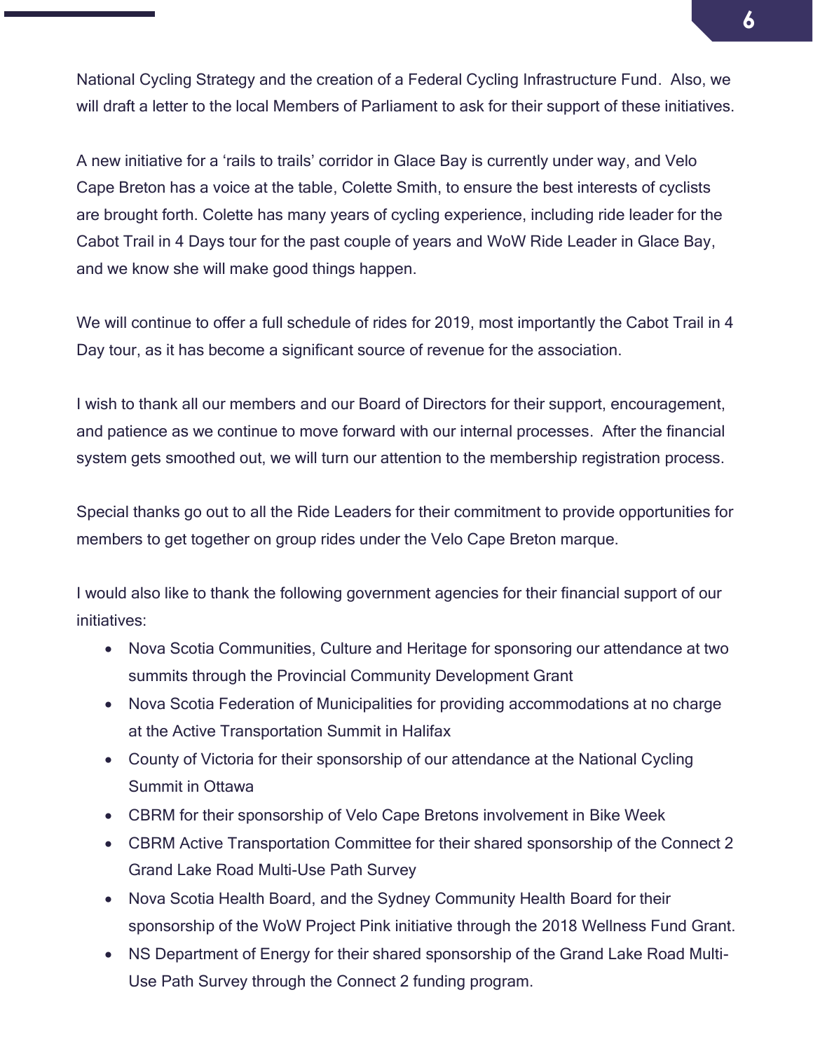National Cycling Strategy and the creation of a Federal Cycling Infrastructure Fund. Also, we will draft a letter to the local Members of Parliament to ask for their support of these initiatives.

A new initiative for a 'rails to trails' corridor in Glace Bay is currently under way, and Velo Cape Breton has a voice at the table, Colette Smith, to ensure the best interests of cyclists are brought forth. Colette has many years of cycling experience, including ride leader for the Cabot Trail in 4 Days tour for the past couple of years and WoW Ride Leader in Glace Bay, and we know she will make good things happen.

We will continue to offer a full schedule of rides for 2019, most importantly the Cabot Trail in 4 Day tour, as it has become a significant source of revenue for the association.

I wish to thank all our members and our Board of Directors for their support, encouragement, and patience as we continue to move forward with our internal processes. After the financial system gets smoothed out, we will turn our attention to the membership registration process.

Special thanks go out to all the Ride Leaders for their commitment to provide opportunities for members to get together on group rides under the Velo Cape Breton marque.

I would also like to thank the following government agencies for their financial support of our initiatives:

- Nova Scotia Communities, Culture and Heritage for sponsoring our attendance at two summits through the Provincial Community Development Grant
- Nova Scotia Federation of Municipalities for providing accommodations at no charge at the Active Transportation Summit in Halifax
- County of Victoria for their sponsorship of our attendance at the National Cycling Summit in Ottawa
- CBRM for their sponsorship of Velo Cape Bretons involvement in Bike Week
- CBRM Active Transportation Committee for their shared sponsorship of the Connect 2 Grand Lake Road Multi-Use Path Survey
- Nova Scotia Health Board, and the Sydney Community Health Board for their sponsorship of the WoW Project Pink initiative through the 2018 Wellness Fund Grant.
- NS Department of Energy for their shared sponsorship of the Grand Lake Road Multi-Use Path Survey through the Connect 2 funding program.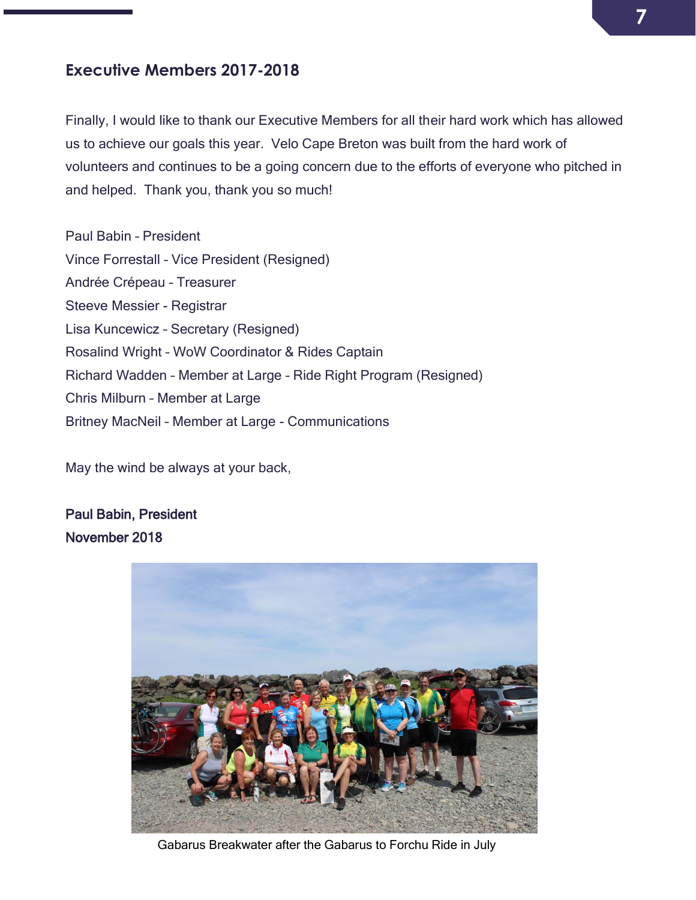## Executive Members 2017-2018

Finally, I would like to thank our Executive Members for all their hard work which has allowed us to achieve our goals this year. Velo Cape Breton was built from the hard work of volunteers and continues to be a going concern due to the efforts of everyone who pitched in and helped. Thank you, thank you so much!

Paul Babin – President
Vince Forrestall – Vice President (Resigned)
Andrée Crépeau – Treasurer
Steeve Messier - Registrar
Lisa Kuncewicz – Secretary (Resigned)
Rosalind Wright – WoW Coordinator & Rides Captain
Richard Wadden – Member at Large – Ride Right Program (Resigned)
Chris Milburn – Member at Large
Britney MacNeil – Member at Large - Communications

May the wind be always at your back,

**Paul Babin, President**
**November 2018**

Gabarus Breakwater after the Gabarus to Forchu Ride in July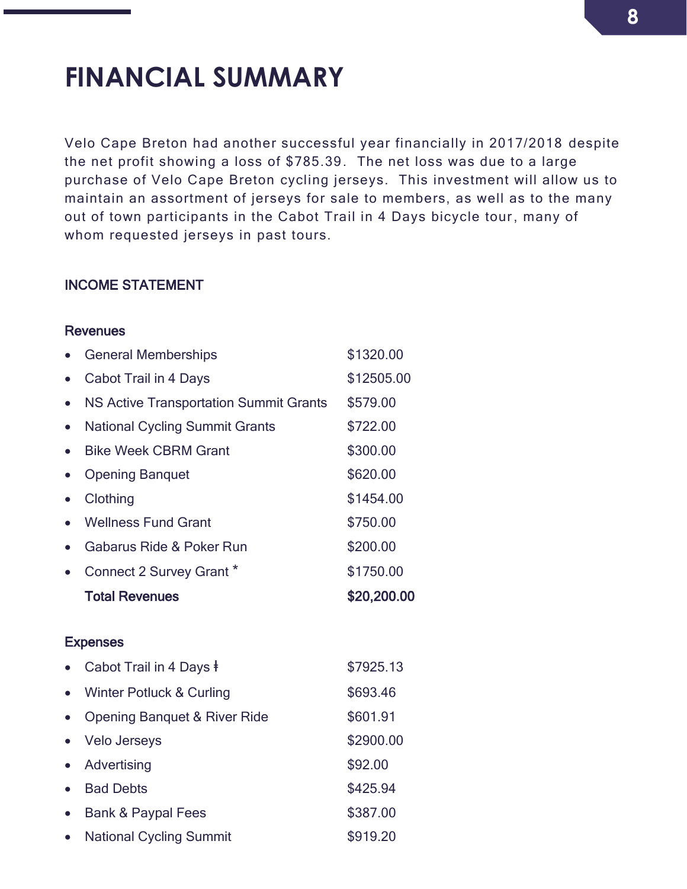# FINANCIAL SUMMARY

Velo Cape Breton had another successful year financially in 2017/2018 despite the net profit showing a loss of $785.39. The net loss was due to a large purchase of Velo Cape Breton cycling jerseys. This investment will allow us to maintain an assortment of jerseys for sale to members, as well as to the many out of town participants in the Cabot Trail in 4 Days bicycle tour, many of whom requested jerseys in past tours.

## INCOME STATEMENT

### Revenues

| | |
|---|---|
| General Memberships | $1320.00 |
| Cabot Trail in 4 Days | $12505.00 |
| NS Active Transportation Summit Grants | $579.00 |
| National Cycling Summit Grants | $722.00 |
| Bike Week CBRM Grant | $300.00 |
| Opening Banquet | $620.00 |
| Clothing | $1454.00 |
| Wellness Fund Grant | $750.00 |
| Gabarus Ride & Poker Run | $200.00 |
| Connect 2 Survey Grant * | $1750.00 |
| **Total Revenues** | **$20,200.00** |

### Expenses

| | |
|---|---|
| Cabot Trail in 4 Days ƚ | $7925.13 |
| Winter Potluck & Curling | $693.46 |
| Opening Banquet & River Ride | $601.91 |
| Velo Jerseys | $2900.00 |
| Advertising | $92.00 |
| Bad Debts | $425.94 |
| Bank & Paypal Fees | $387.00 |
| National Cycling Summit | $919.20 |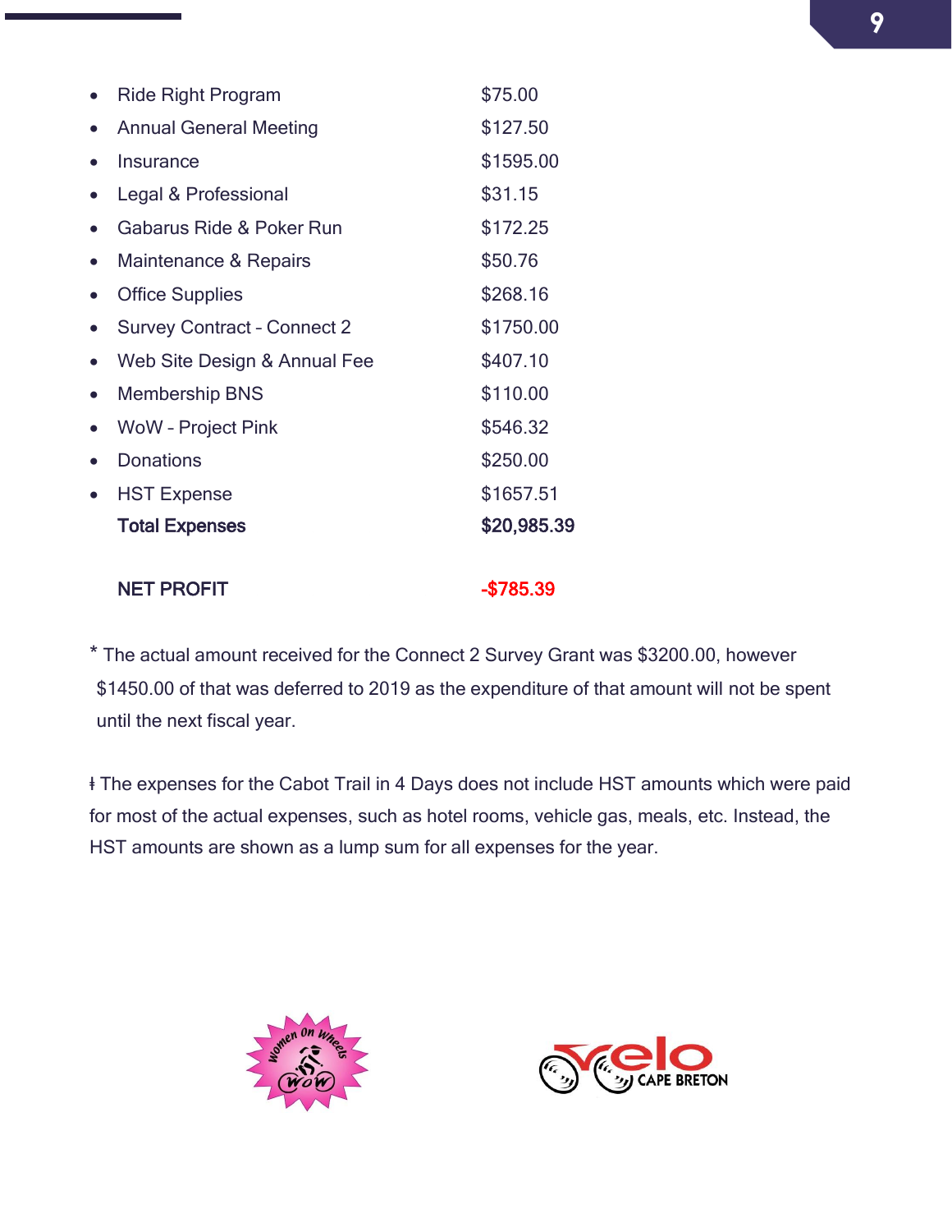- Ride Right Program $75.00
- Annual General Meeting $127.50
- Insurance $1595.00
- Legal & Professional $31.15
- Gabarus Ride & Poker Run $172.25
- Maintenance & Repairs $50.76
- Office Supplies $268.16
- Survey Contract - Connect 2 $1750.00
- Web Site Design & Annual Fee $407.10
- Membership BNS $110.00
- WoW - Project Pink $546.32
- Donations $250.00
- HST Expense $1657.51

**Total Expenses** **$20,985.39**

**NET PROFIT** **-$785.39**

* The actual amount received for the Connect 2 Survey Grant was $3200.00, however $1450.00 of that was deferred to 2019 as the expenditure of that amount will not be spent until the next fiscal year.

ǂ The expenses for the Cabot Trail in 4 Days does not include HST amounts which were paid for most of the actual expenses, such as hotel rooms, vehicle gas, meals, etc. Instead, the HST amounts are shown as a lump sum for all expenses for the year.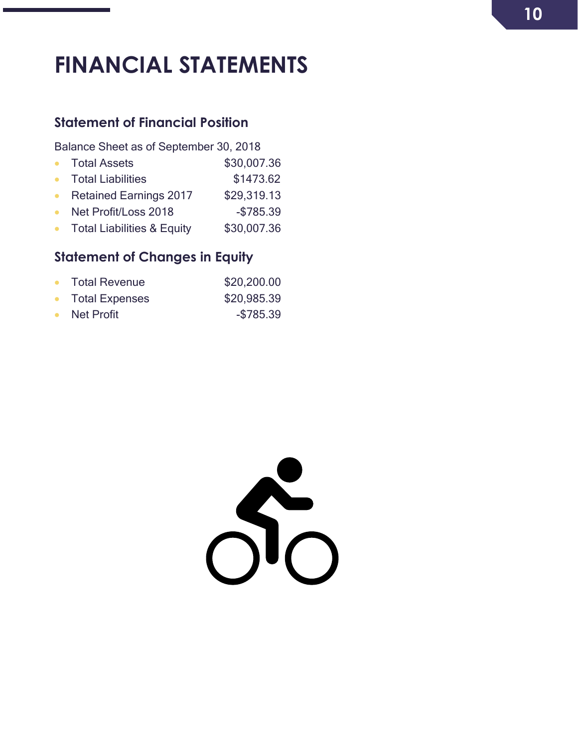# FINANCIAL STATEMENTS

## Statement of Financial Position

Balance Sheet as of September 30, 2018

- Total Assets $30,007.36
- Total Liabilities $1473.62
- Retained Earnings 2017 $29,319.13
- Net Profit/Loss 2018 -$785.39
- Total Liabilities & Equity $30,007.36

## Statement of Changes in Equity

- Total Revenue $20,200.00
- Total Expenses $20,985.39
- Net Profit -$785.39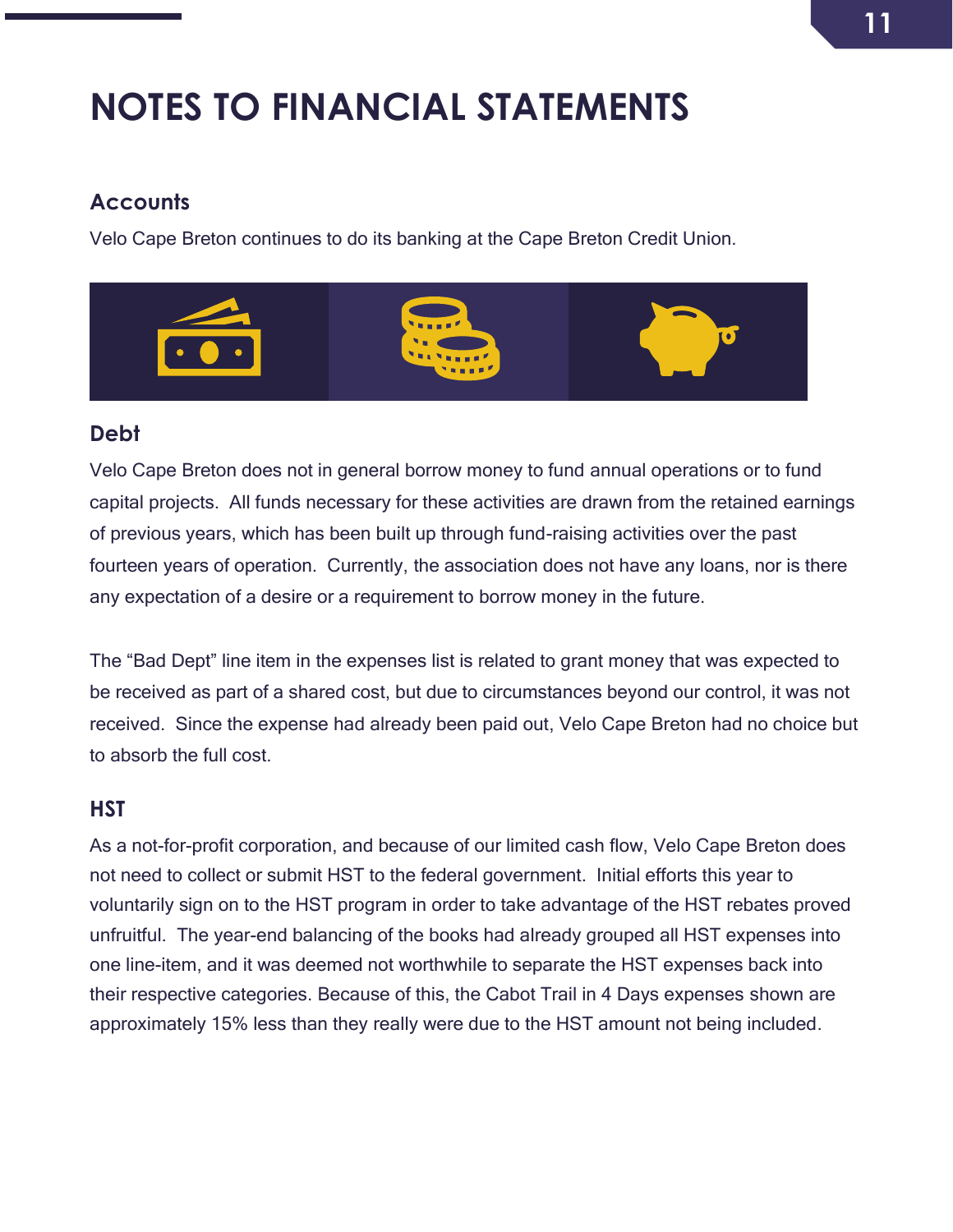# NOTES TO FINANCIAL STATEMENTS

## Accounts

Velo Cape Breton continues to do its banking at the Cape Breton Credit Union.

## Debt

Velo Cape Breton does not in general borrow money to fund annual operations or to fund capital projects. All funds necessary for these activities are drawn from the retained earnings of previous years, which has been built up through fund-raising activities over the past fourteen years of operation. Currently, the association does not have any loans, nor is there any expectation of a desire or a requirement to borrow money in the future.

The "Bad Dept" line item in the expenses list is related to grant money that was expected to be received as part of a shared cost, but due to circumstances beyond our control, it was not received. Since the expense had already been paid out, Velo Cape Breton had no choice but to absorb the full cost.

## HST

As a not-for-profit corporation, and because of our limited cash flow, Velo Cape Breton does not need to collect or submit HST to the federal government. Initial efforts this year to voluntarily sign on to the HST program in order to take advantage of the HST rebates proved unfruitful. The year-end balancing of the books had already grouped all HST expenses into one line-item, and it was deemed not worthwhile to separate the HST expenses back into their respective categories. Because of this, the Cabot Trail in 4 Days expenses shown are approximately 15% less than they really were due to the HST amount not being included.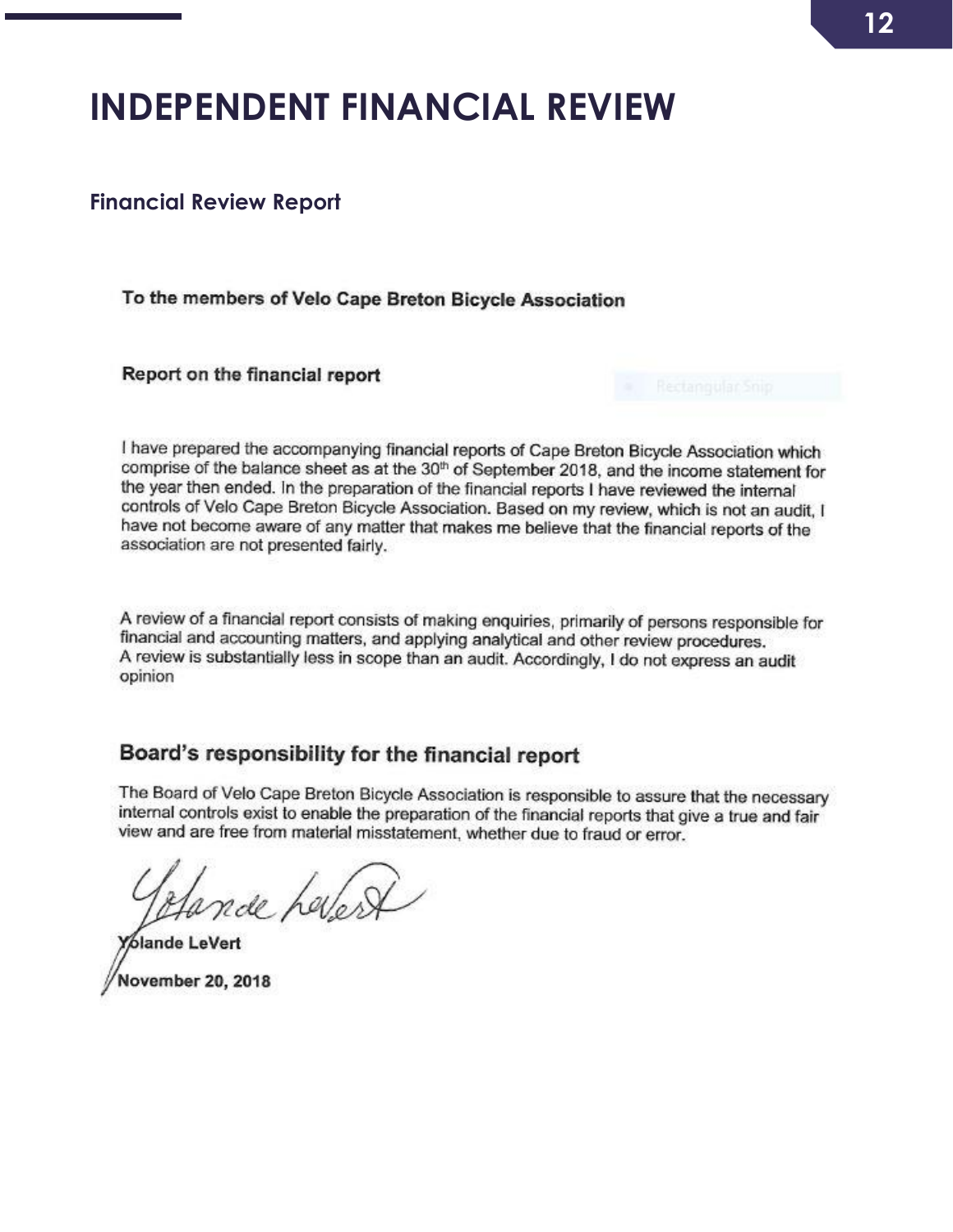# INDEPENDENT FINANCIAL REVIEW

### Financial Review Report

**To the members of Velo Cape Breton Bicycle Association**

**Report on the financial report**

I have prepared the accompanying financial reports of Cape Breton Bicycle Association which comprise of the balance sheet as at the 30th of September 2018, and the income statement for the year then ended. In the preparation of the financial reports I have reviewed the internal controls of Velo Cape Breton Bicycle Association. Based on my review, which is not an audit, I have not become aware of any matter that makes me believe that the financial reports of the association are not presented fairly.

A review of a financial report consists of making enquiries, primarily of persons responsible for financial and accounting matters, and applying analytical and other review procedures. A review is substantially less in scope than an audit. Accordingly, I do not express an audit opinion

**Board's responsibility for the financial report**

The Board of Velo Cape Breton Bicycle Association is responsible to assure that the necessary internal controls exist to enable the preparation of the financial reports that give a true and fair view and are free from material misstatement, whether due to fraud or error.

Yolande LeVert

**Yolande LeVert**

**November 20, 2018**